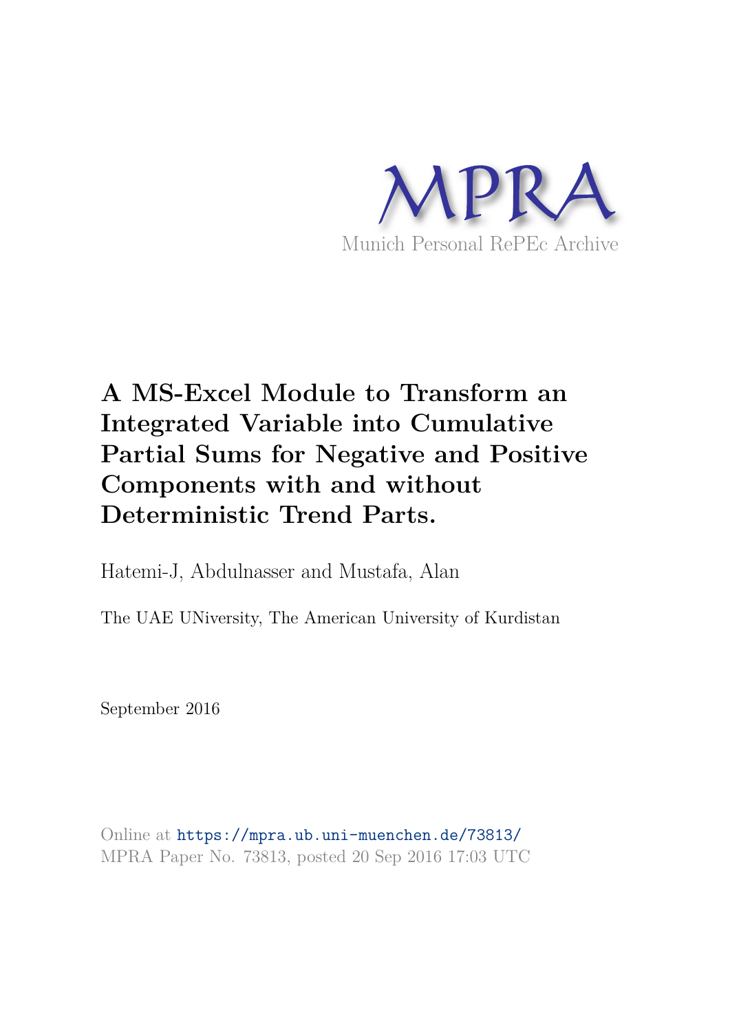MPRA

Munich Personal RePEc Archive

# A MS-Excel Module to Transform an Integrated Variable into Cumulative Partial Sums for Negative and Positive Components with and without Deterministic Trend Parts.

Hatemi-J, Abdulnasser and Mustafa, Alan

The UAE UNiversity, The American University of Kurdistan

September 2016

Online at https://mpra.ub.uni-muenchen.de/73813/
MPRA Paper No. 73813, posted 20 Sep 2016 17:03 UTC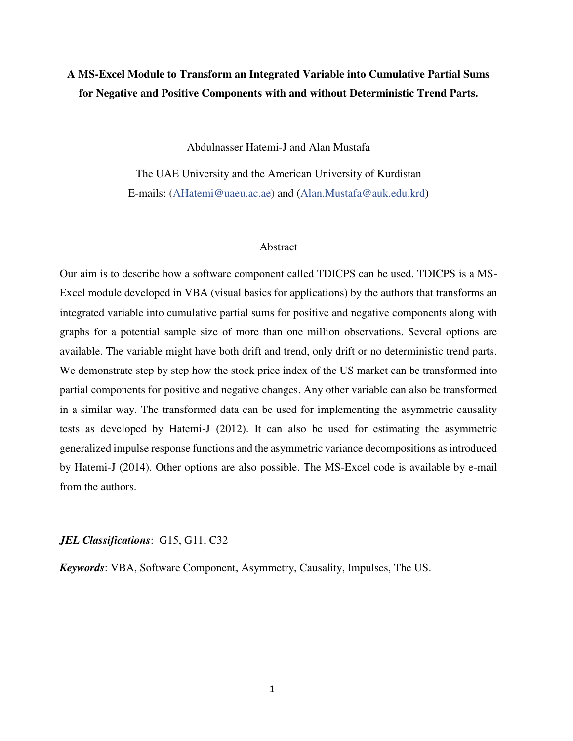**A MS-Excel Module to Transform an Integrated Variable into Cumulative Partial Sums for Negative and Positive Components with and without Deterministic Trend Parts.**

Abdulnasser Hatemi-J and Alan Mustafa

The UAE University and the American University of Kurdistan
E-mails: (AHatemi@uaeu.ac.ae) and (Alan.Mustafa@auk.edu.krd)

Abstract

Our aim is to describe how a software component called TDICPS can be used. TDICPS is a MS-Excel module developed in VBA (visual basics for applications) by the authors that transforms an integrated variable into cumulative partial sums for positive and negative components along with graphs for a potential sample size of more than one million observations. Several options are available. The variable might have both drift and trend, only drift or no deterministic trend parts. We demonstrate step by step how the stock price index of the US market can be transformed into partial components for positive and negative changes. Any other variable can also be transformed in a similar way. The transformed data can be used for implementing the asymmetric causality tests as developed by Hatemi-J (2012). It can also be used for estimating the asymmetric generalized impulse response functions and the asymmetric variance decompositions as introduced by Hatemi-J (2014). Other options are also possible. The MS-Excel code is available by e-mail from the authors.

***JEL Classifications***: G15, G11, C32

***Keywords***: VBA, Software Component, Asymmetry, Causality, Impulses, The US.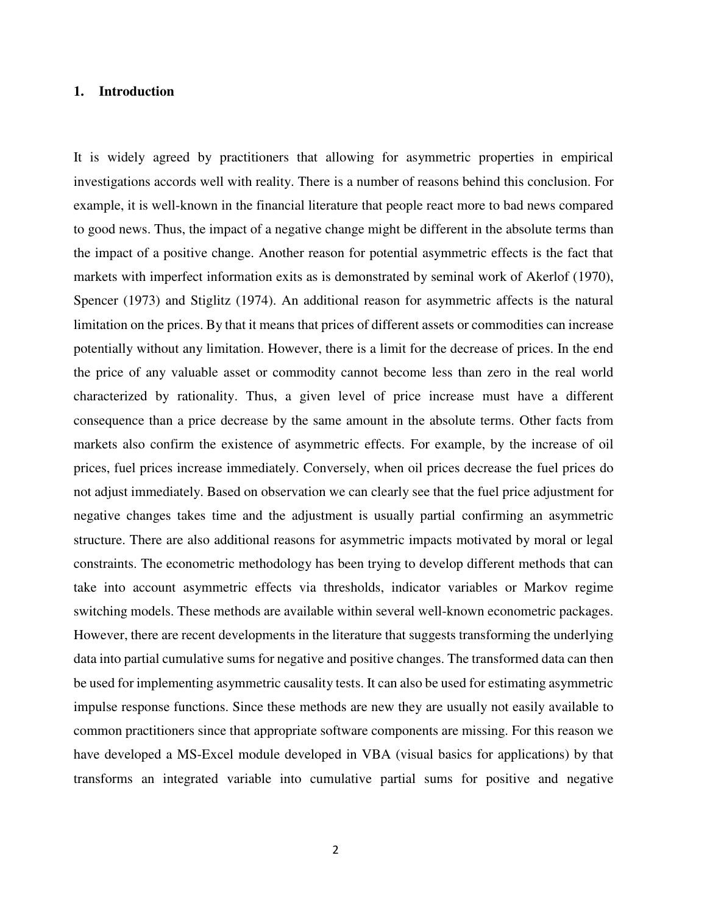## 1. Introduction

It is widely agreed by practitioners that allowing for asymmetric properties in empirical investigations accords well with reality. There is a number of reasons behind this conclusion. For example, it is well-known in the financial literature that people react more to bad news compared to good news. Thus, the impact of a negative change might be different in the absolute terms than the impact of a positive change. Another reason for potential asymmetric effects is the fact that markets with imperfect information exits as is demonstrated by seminal work of Akerlof (1970), Spencer (1973) and Stiglitz (1974). An additional reason for asymmetric affects is the natural limitation on the prices. By that it means that prices of different assets or commodities can increase potentially without any limitation. However, there is a limit for the decrease of prices. In the end the price of any valuable asset or commodity cannot become less than zero in the real world characterized by rationality. Thus, a given level of price increase must have a different consequence than a price decrease by the same amount in the absolute terms. Other facts from markets also confirm the existence of asymmetric effects. For example, by the increase of oil prices, fuel prices increase immediately. Conversely, when oil prices decrease the fuel prices do not adjust immediately. Based on observation we can clearly see that the fuel price adjustment for negative changes takes time and the adjustment is usually partial confirming an asymmetric structure. There are also additional reasons for asymmetric impacts motivated by moral or legal constraints. The econometric methodology has been trying to develop different methods that can take into account asymmetric effects via thresholds, indicator variables or Markov regime switching models. These methods are available within several well-known econometric packages. However, there are recent developments in the literature that suggests transforming the underlying data into partial cumulative sums for negative and positive changes. The transformed data can then be used for implementing asymmetric causality tests. It can also be used for estimating asymmetric impulse response functions. Since these methods are new they are usually not easily available to common practitioners since that appropriate software components are missing. For this reason we have developed a MS-Excel module developed in VBA (visual basics for applications) by that transforms an integrated variable into cumulative partial sums for positive and negative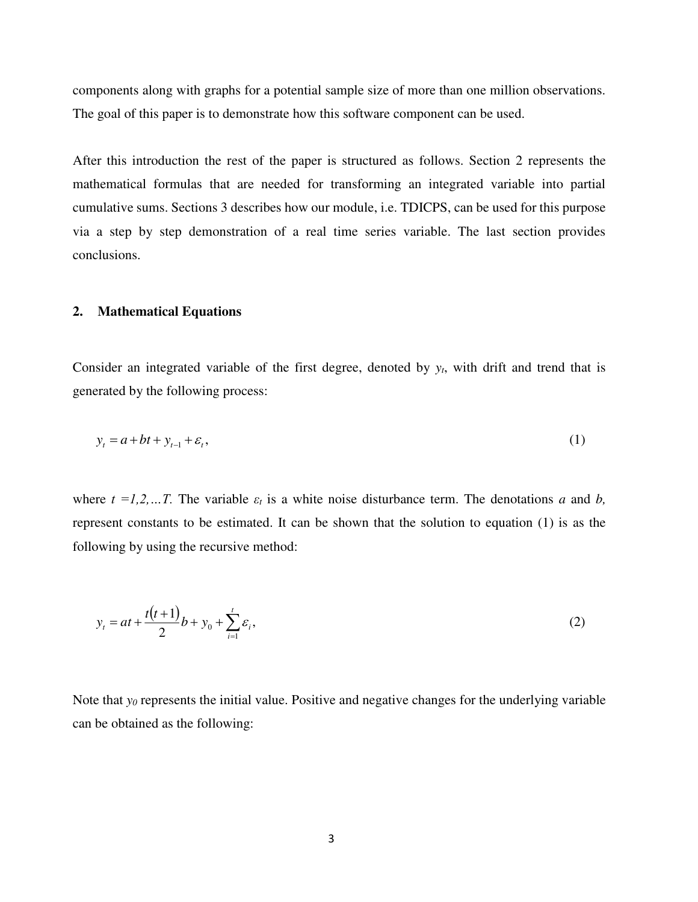components along with graphs for a potential sample size of more than one million observations. The goal of this paper is to demonstrate how this software component can be used.

After this introduction the rest of the paper is structured as follows. Section 2 represents the mathematical formulas that are needed for transforming an integrated variable into partial cumulative sums. Sections 3 describes how our module, i.e. TDICPS, can be used for this purpose via a step by step demonstration of a real time series variable. The last section provides conclusions.

## 2. Mathematical Equations

Consider an integrated variable of the first degree, denoted by $y_t$, with drift and trend that is generated by the following process:

$$y_t = a + bt + y_{t-1} + \varepsilon_t, \tag{1}$$

where $t = 1,2,\ldots T$. The variable $\varepsilon_t$ is a white noise disturbance term. The denotations $a$ and $b$, represent constants to be estimated. It can be shown that the solution to equation (1) is as the following by using the recursive method:

$$y_t = at + \frac{t(t+1)}{2}b + y_0 + \sum_{i=1}^{t} \varepsilon_i, \tag{2}$$

Note that $y_0$ represents the initial value. Positive and negative changes for the underlying variable can be obtained as the following: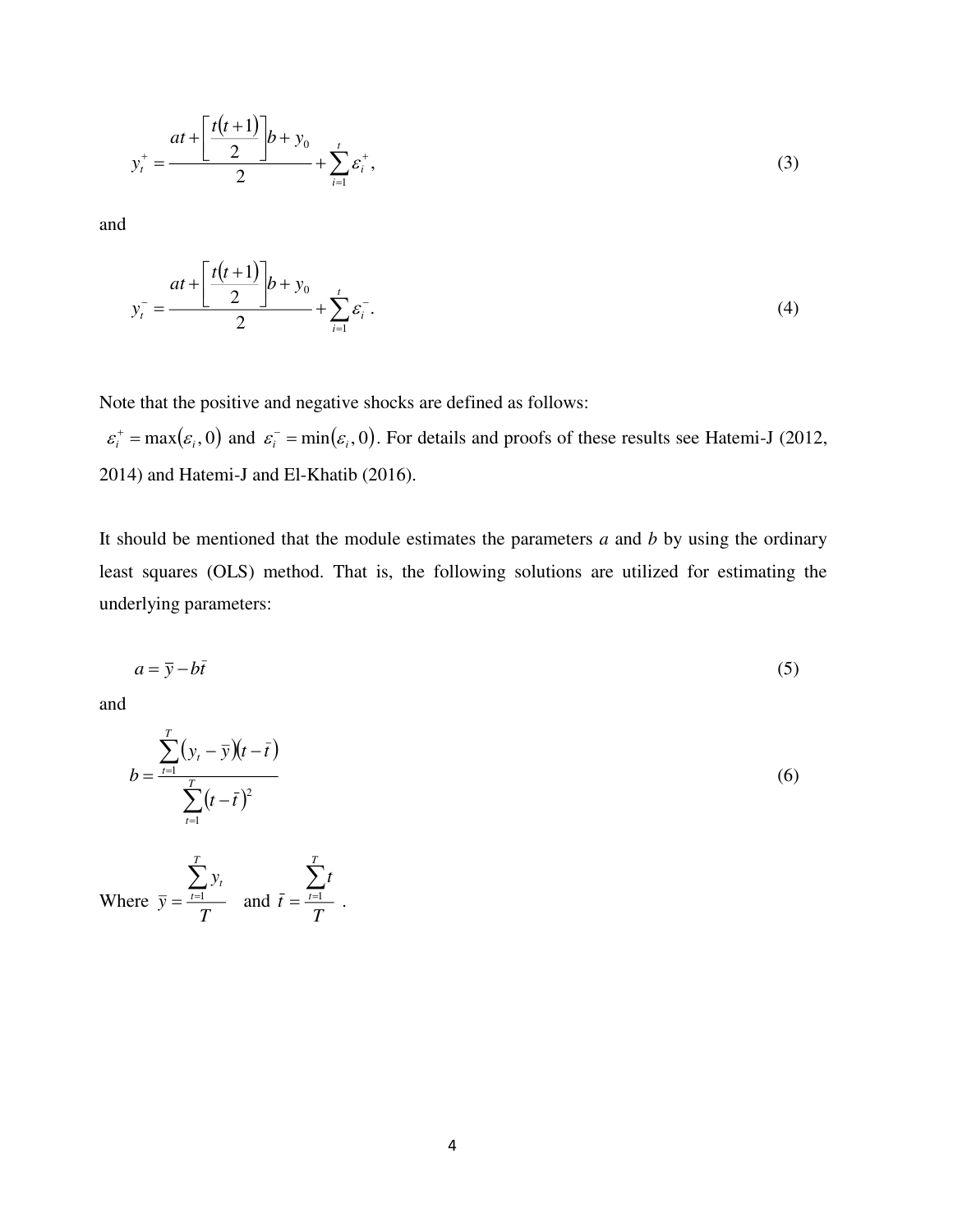$$y_t^+ = \frac{at + \left[\frac{t(t+1)}{2}\right]b + y_0}{2} + \sum_{i=1}^{t} \varepsilon_i^+, \tag{3}$$

and

$$y_t^- = \frac{at + \left[\frac{t(t+1)}{2}\right]b + y_0}{2} + \sum_{i=1}^{t} \varepsilon_i^-. \tag{4}$$

Note that the positive and negative shocks are defined as follows:
$\varepsilon_i^+ = \max(\varepsilon_i, 0)$ and $\varepsilon_i^- = \min(\varepsilon_i, 0)$. For details and proofs of these results see Hatemi-J (2012, 2014) and Hatemi-J and El-Khatib (2016).

It should be mentioned that the module estimates the parameters *a* and *b* by using the ordinary least squares (OLS) method. That is, the following solutions are utilized for estimating the underlying parameters:

$$a = \bar{y} - b\bar{t} \tag{5}$$

and

$$b = \frac{\sum_{t=1}^{T}(y_t - \bar{y})(t - \bar{t})}{\sum_{t=1}^{T}(t - \bar{t})^2} \tag{6}$$

Where $\bar{y} = \frac{\sum_{t=1}^{T} y_t}{T}$ and $\bar{t} = \frac{\sum_{t=1}^{T} t}{T}$ .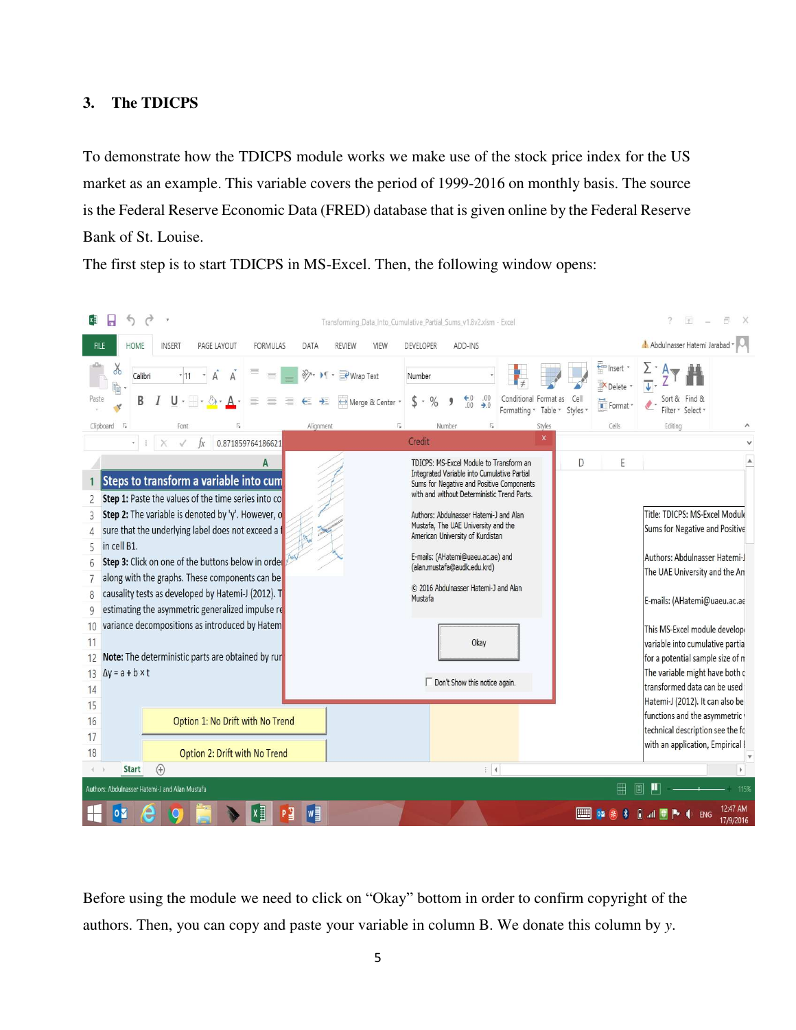## 3. The TDICPS

To demonstrate how the TDICPS module works we make use of the stock price index for the US market as an example. This variable covers the period of 1999-2016 on monthly basis. The source is the Federal Reserve Economic Data (FRED) database that is given online by the Federal Reserve Bank of St. Louise.

The first step is to start TDICPS in MS-Excel. Then, the following window opens:

Before using the module we need to click on "Okay" bottom in order to confirm copyright of the authors. Then, you can copy and paste your variable in column B. We donate this column by *y*.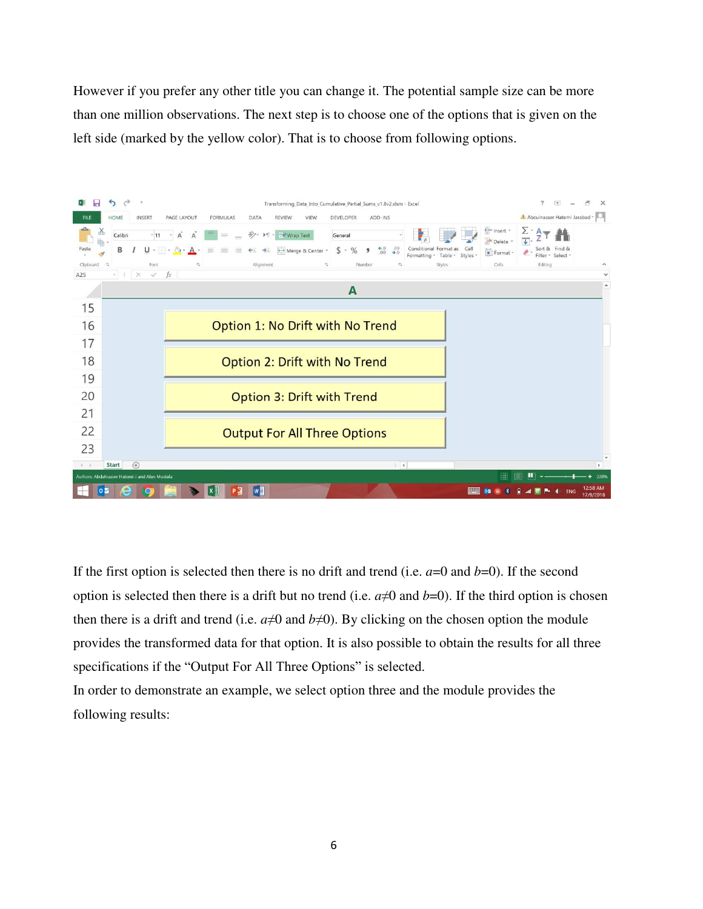However if you prefer any other title you can change it. The potential sample size can be more than one million observations. The next step is to choose one of the options that is given on the left side (marked by the yellow color). That is to choose from following options.

If the first option is selected then there is no drift and trend (i.e. $a$=0 and $b$=0). If the second option is selected then there is a drift but no trend (i.e. $a \neq 0$ and $b$=0). If the third option is chosen then there is a drift and trend (i.e. $a \neq 0$ and $b \neq 0$). By clicking on the chosen option the module provides the transformed data for that option. It is also possible to obtain the results for all three specifications if the "Output For All Three Options" is selected.

In order to demonstrate an example, we select option three and the module provides the following results: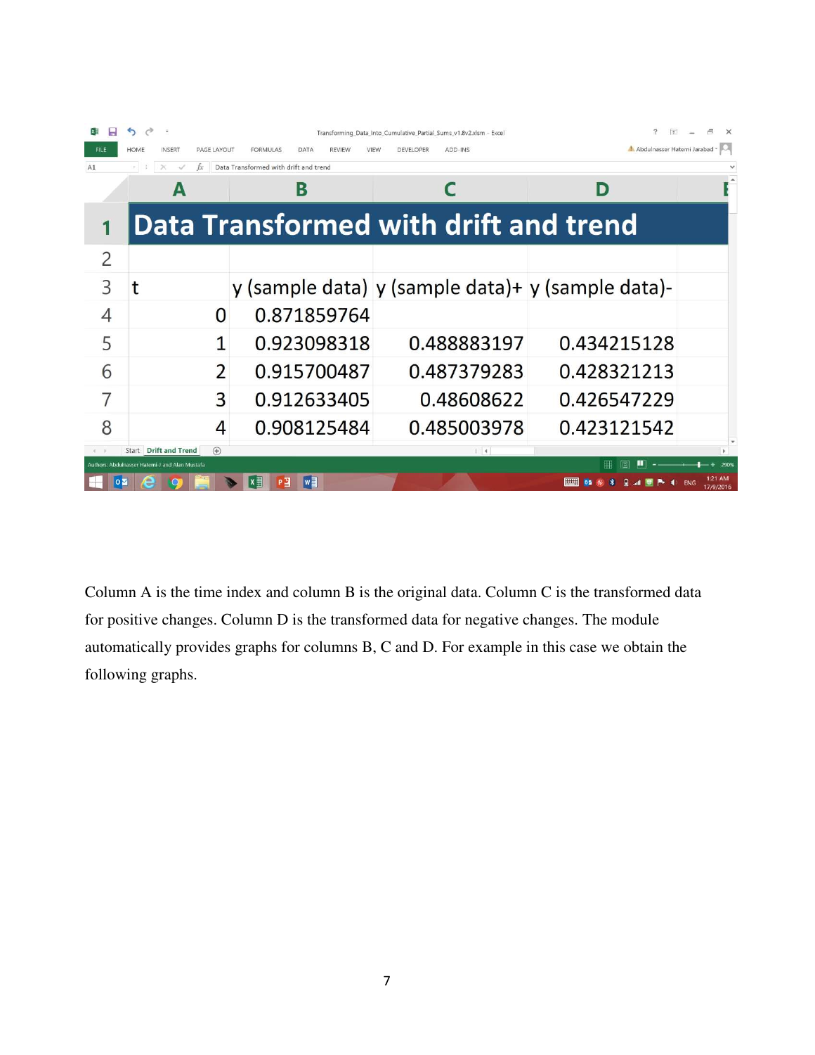| | A | B | C | D |
|---|---|---|---|---|
| 1 | Data Transformed with drift and trend | | | |
| 2 | | | | |
| 3 | t | y (sample data) | y (sample data)+ | y (sample data)- |
| 4 | 0 | 0.871859764 | | |
| 5 | 1 | 0.923098318 | 0.488883197 | 0.434215128 |
| 6 | 2 | 0.915700487 | 0.487379283 | 0.428321213 |
| 7 | 3 | 0.912633405 | 0.48608622 | 0.426547229 |
| 8 | 4 | 0.908125484 | 0.485003978 | 0.423121542 |

Column A is the time index and column B is the original data. Column C is the transformed data for positive changes. Column D is the transformed data for negative changes. The module automatically provides graphs for columns B, C and D. For example in this case we obtain the following graphs.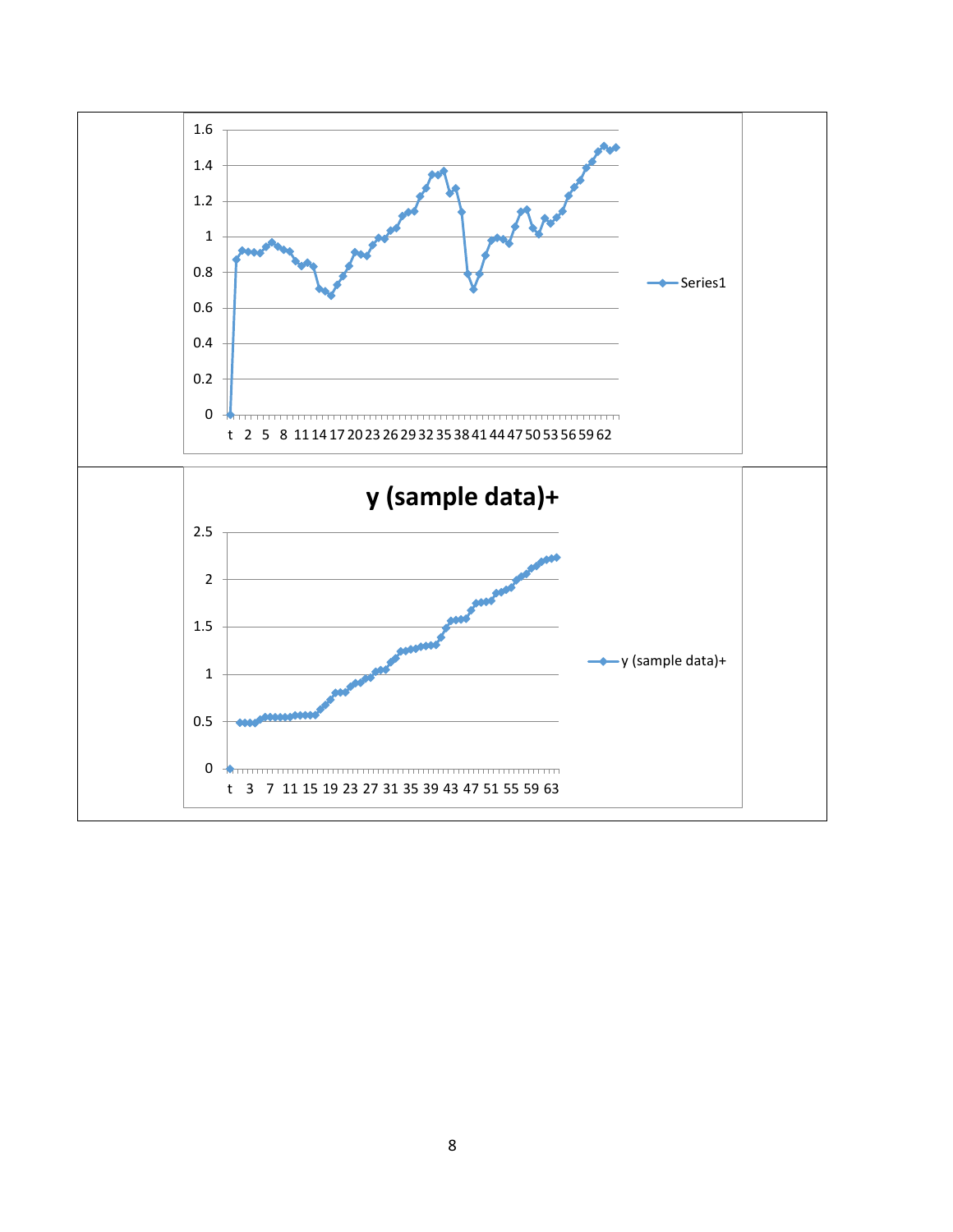1.6

1.4

1.2

1

0.8

0.6

0.4

0.2

0

t 2 5 8 11 14 17 20 23 26 29 32 35 38 41 44 47 50 53 56 59 62

Series1

**y (sample data)+**

2.5

2

1.5

1

0.5

0

t 3 7 11 15 19 23 27 31 35 39 43 47 51 55 59 63

y (sample data)+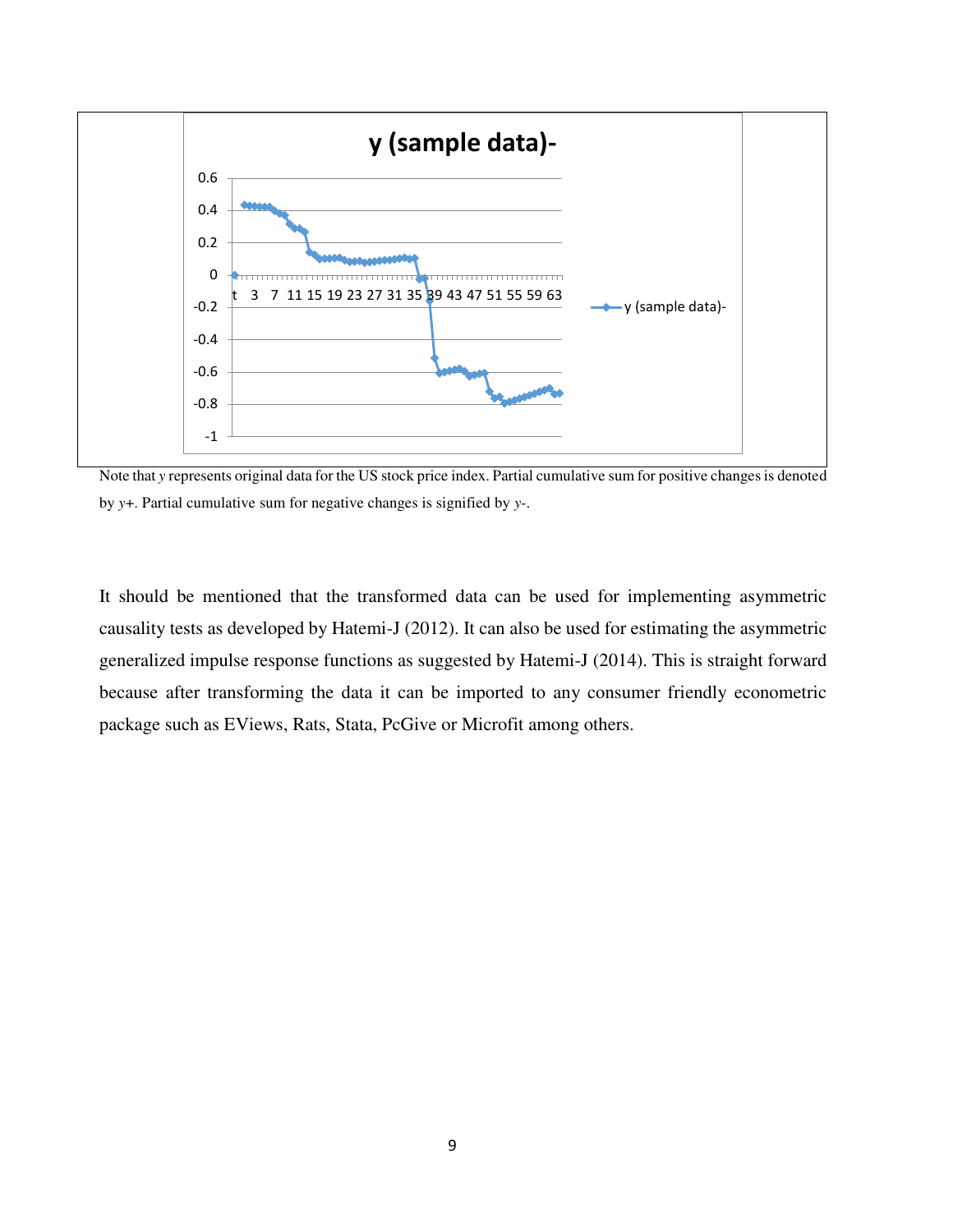Note that *y* represents original data for the US stock price index. Partial cumulative sum for positive changes is denoted by *y*+. Partial cumulative sum for negative changes is signified by *y*-.

It should be mentioned that the transformed data can be used for implementing asymmetric causality tests as developed by Hatemi-J (2012). It can also be used for estimating the asymmetric generalized impulse response functions as suggested by Hatemi-J (2014). This is straight forward because after transforming the data it can be imported to any consumer friendly econometric package such as EViews, Rats, Stata, PcGive or Microfit among others.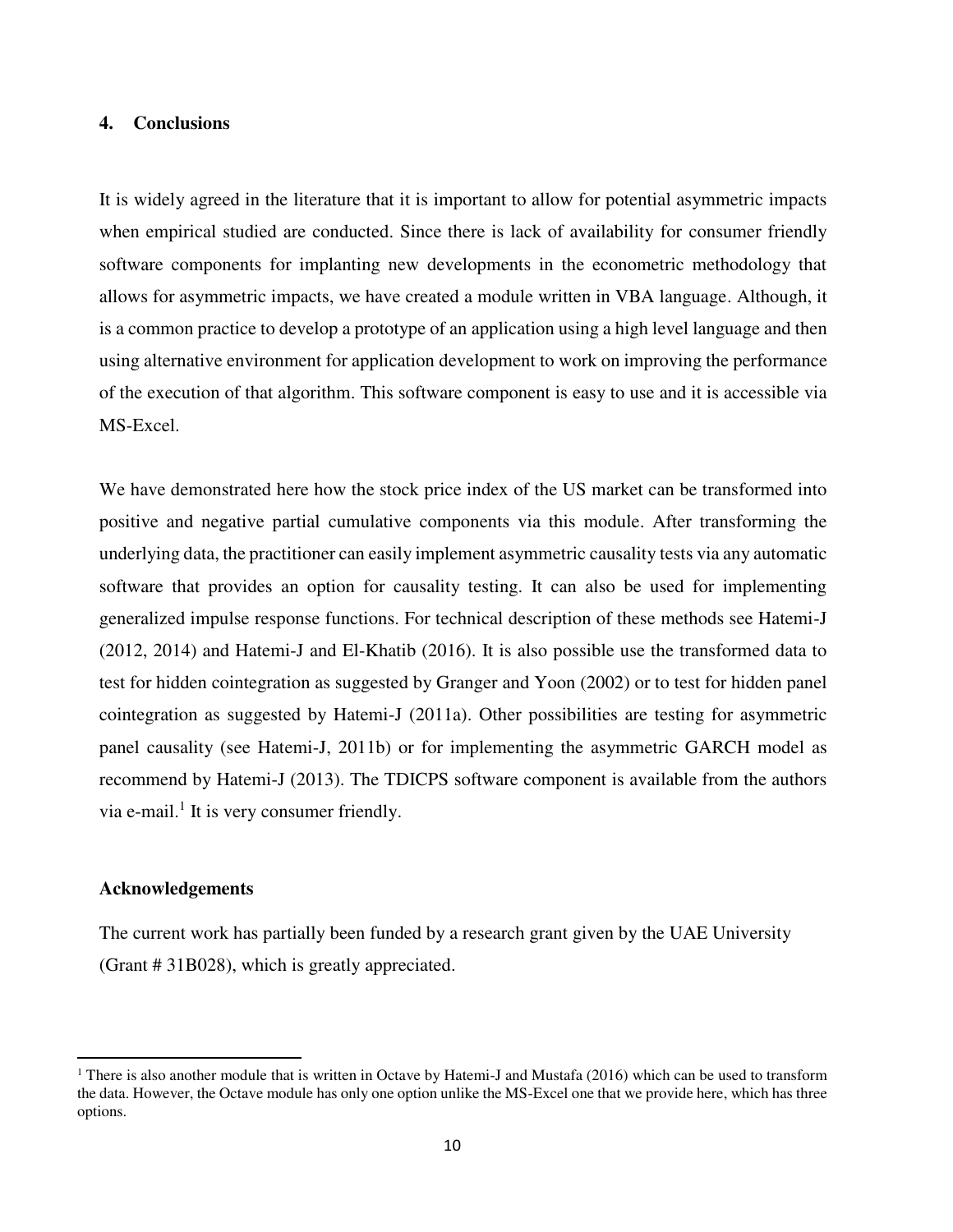## 4. Conclusions

It is widely agreed in the literature that it is important to allow for potential asymmetric impacts when empirical studied are conducted. Since there is lack of availability for consumer friendly software components for implanting new developments in the econometric methodology that allows for asymmetric impacts, we have created a module written in VBA language. Although, it is a common practice to develop a prototype of an application using a high level language and then using alternative environment for application development to work on improving the performance of the execution of that algorithm. This software component is easy to use and it is accessible via MS-Excel.

We have demonstrated here how the stock price index of the US market can be transformed into positive and negative partial cumulative components via this module. After transforming the underlying data, the practitioner can easily implement asymmetric causality tests via any automatic software that provides an option for causality testing. It can also be used for implementing generalized impulse response functions. For technical description of these methods see Hatemi-J (2012, 2014) and Hatemi-J and El-Khatib (2016). It is also possible use the transformed data to test for hidden cointegration as suggested by Granger and Yoon (2002) or to test for hidden panel cointegration as suggested by Hatemi-J (2011a). Other possibilities are testing for asymmetric panel causality (see Hatemi-J, 2011b) or for implementing the asymmetric GARCH model as recommend by Hatemi-J (2013). The TDICPS software component is available from the authors via e-mail.[1] It is very consumer friendly.

### Acknowledgements

The current work has partially been funded by a research grant given by the UAE University (Grant # 31B028), which is greatly appreciated.

---

[1] There is also another module that is written in Octave by Hatemi-J and Mustafa (2016) which can be used to transform the data. However, the Octave module has only one option unlike the MS-Excel one that we provide here, which has three options.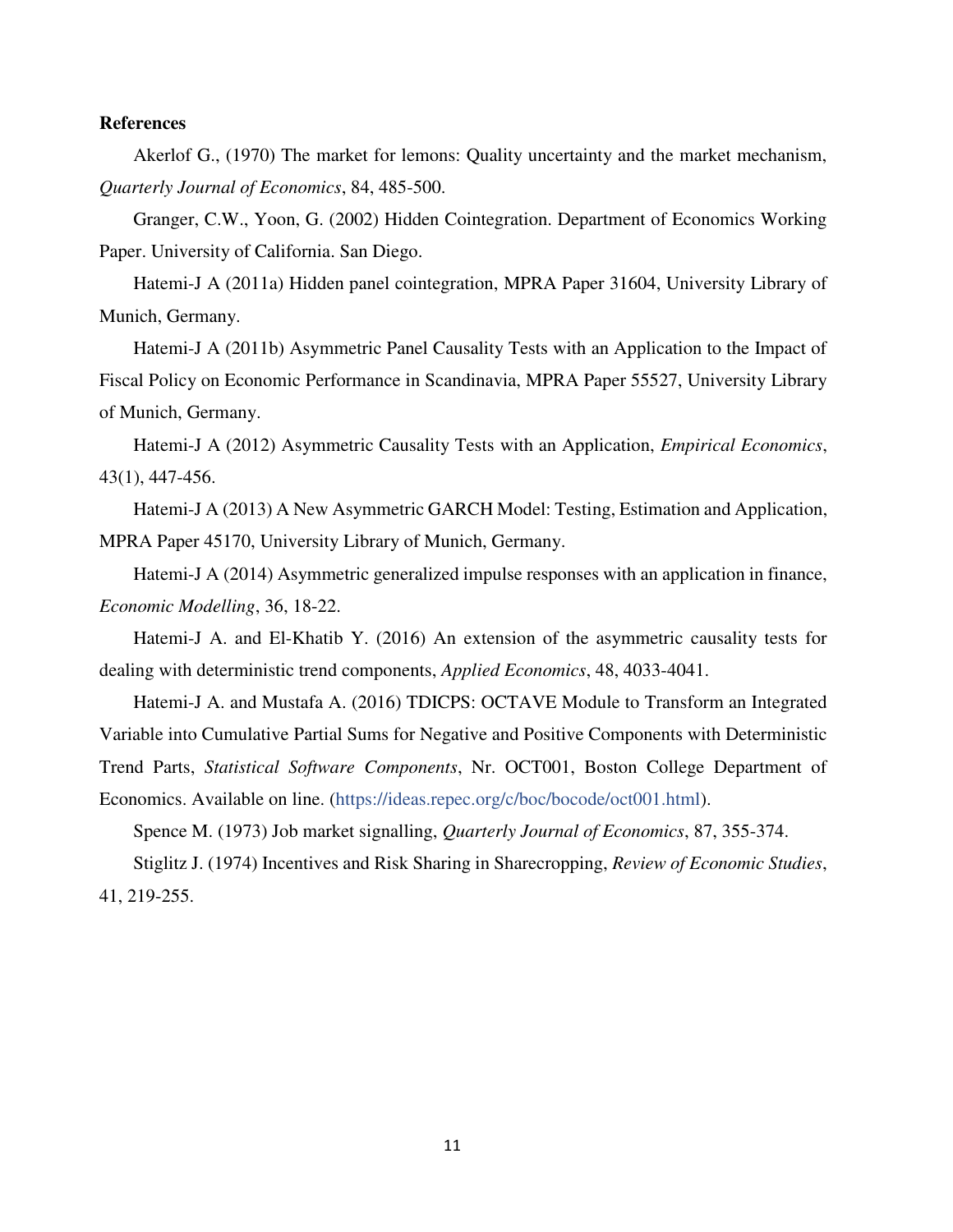**References**

Akerlof G., (1970) The market for lemons: Quality uncertainty and the market mechanism, *Quarterly Journal of Economics*, 84, 485-500.

Granger, C.W., Yoon, G. (2002) Hidden Cointegration. Department of Economics Working Paper. University of California. San Diego.

Hatemi-J A (2011a) Hidden panel cointegration, MPRA Paper 31604, University Library of Munich, Germany.

Hatemi-J A (2011b) Asymmetric Panel Causality Tests with an Application to the Impact of Fiscal Policy on Economic Performance in Scandinavia, MPRA Paper 55527, University Library of Munich, Germany.

Hatemi-J A (2012) Asymmetric Causality Tests with an Application, *Empirical Economics*, 43(1), 447-456.

Hatemi-J A (2013) A New Asymmetric GARCH Model: Testing, Estimation and Application, MPRA Paper 45170, University Library of Munich, Germany.

Hatemi-J A (2014) Asymmetric generalized impulse responses with an application in finance, *Economic Modelling*, 36, 18-22.

Hatemi-J A. and El-Khatib Y. (2016) An extension of the asymmetric causality tests for dealing with deterministic trend components, *Applied Economics*, 48, 4033-4041.

Hatemi-J A. and Mustafa A. (2016) TDICPS: OCTAVE Module to Transform an Integrated Variable into Cumulative Partial Sums for Negative and Positive Components with Deterministic Trend Parts, *Statistical Software Components*, Nr. OCT001, Boston College Department of Economics. Available on line. (https://ideas.repec.org/c/boc/bocode/oct001.html).

Spence M. (1973) Job market signalling, *Quarterly Journal of Economics*, 87, 355-374.

Stiglitz J. (1974) Incentives and Risk Sharing in Sharecropping, *Review of Economic Studies*, 41, 219-255.